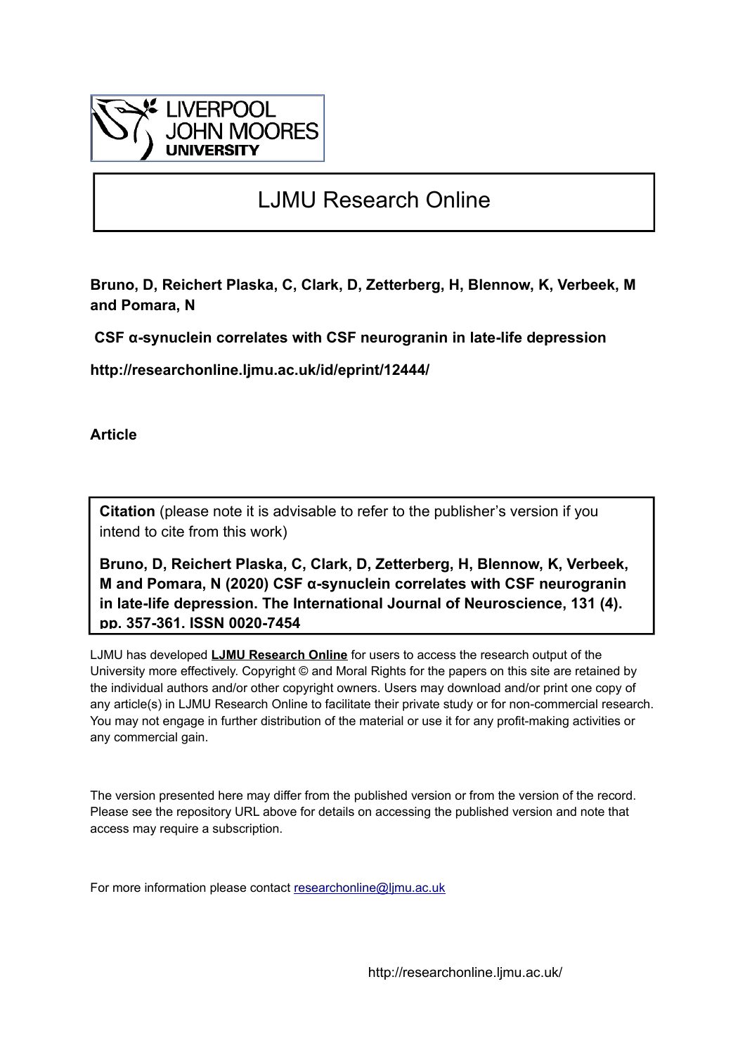LIVERPOOL JOHN MOORES UNIVERSITY

# LJMU Research Online

**Bruno, D, Reichert Plaska, C, Clark, D, Zetterberg, H, Blennow, K, Verbeek, M and Pomara, N**

**CSF α-synuclein correlates with CSF neurogranin in late-life depression**

**http://researchonline.ljmu.ac.uk/id/eprint/12444/**

**Article**

**Citation** (please note it is advisable to refer to the publisher's version if you intend to cite from this work)

**Bruno, D, Reichert Plaska, C, Clark, D, Zetterberg, H, Blennow, K, Verbeek, M and Pomara, N (2020) CSF α-synuclein correlates with CSF neurogranin in late-life depression. The International Journal of Neuroscience, 131 (4). pp. 357-361. ISSN 0020-7454**

LJMU has developed **LJMU Research Online** for users to access the research output of the University more effectively. Copyright © and Moral Rights for the papers on this site are retained by the individual authors and/or other copyright owners. Users may download and/or print one copy of any article(s) in LJMU Research Online to facilitate their private study or for non-commercial research. You may not engage in further distribution of the material or use it for any profit-making activities or any commercial gain.

The version presented here may differ from the published version or from the version of the record. Please see the repository URL above for details on accessing the published version and note that access may require a subscription.

For more information please contact researchonline@ljmu.ac.uk

http://researchonline.ljmu.ac.uk/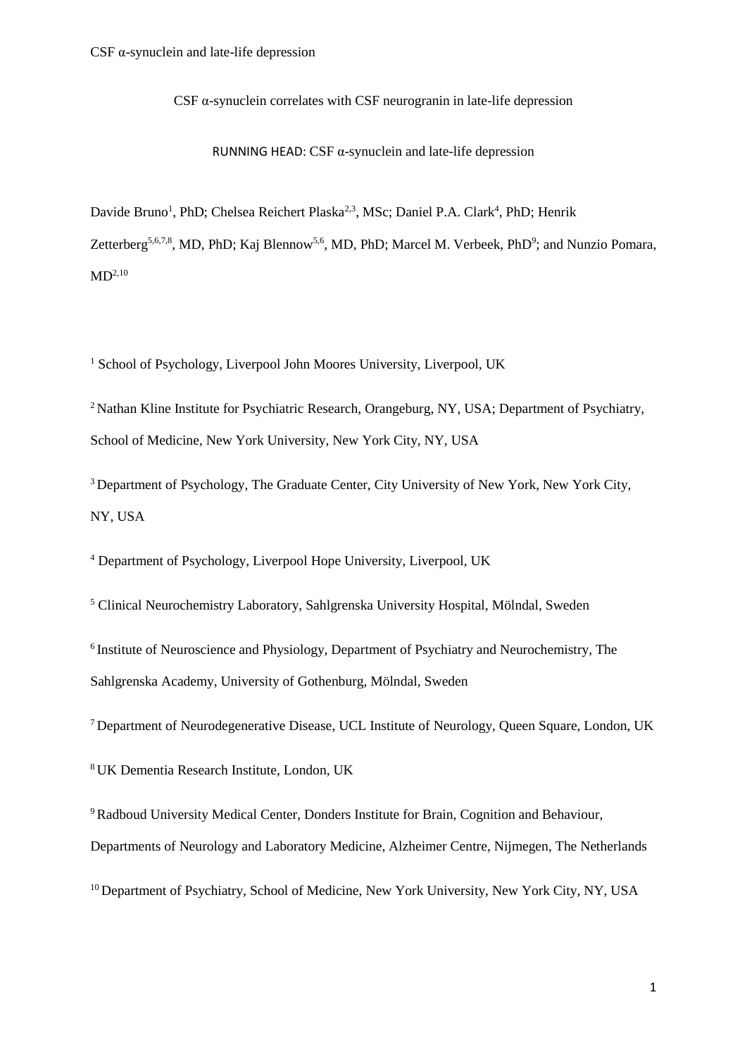# CSF α-synuclein correlates with CSF neurogranin in late-life depression

RUNNING HEAD: CSF α-synuclein and late-life depression

Davide Bruno[1], PhD; Chelsea Reichert Plaska[2,3], MSc; Daniel P.A. Clark[4], PhD; Henrik Zetterberg[5,6,7,8], MD, PhD; Kaj Blennow[5,6], MD, PhD; Marcel M. Verbeek, PhD[9]; and Nunzio Pomara, MD[2,10]

[1] School of Psychology, Liverpool John Moores University, Liverpool, UK

[2] Nathan Kline Institute for Psychiatric Research, Orangeburg, NY, USA; Department of Psychiatry, School of Medicine, New York University, New York City, NY, USA

[3] Department of Psychology, The Graduate Center, City University of New York, New York City, NY, USA

[4] Department of Psychology, Liverpool Hope University, Liverpool, UK

[5] Clinical Neurochemistry Laboratory, Sahlgrenska University Hospital, Mölndal, Sweden

[6] Institute of Neuroscience and Physiology, Department of Psychiatry and Neurochemistry, The Sahlgrenska Academy, University of Gothenburg, Mölndal, Sweden

[7] Department of Neurodegenerative Disease, UCL Institute of Neurology, Queen Square, London, UK

[8] UK Dementia Research Institute, London, UK

[9] Radboud University Medical Center, Donders Institute for Brain, Cognition and Behaviour, Departments of Neurology and Laboratory Medicine, Alzheimer Centre, Nijmegen, The Netherlands

[10] Department of Psychiatry, School of Medicine, New York University, New York City, NY, USA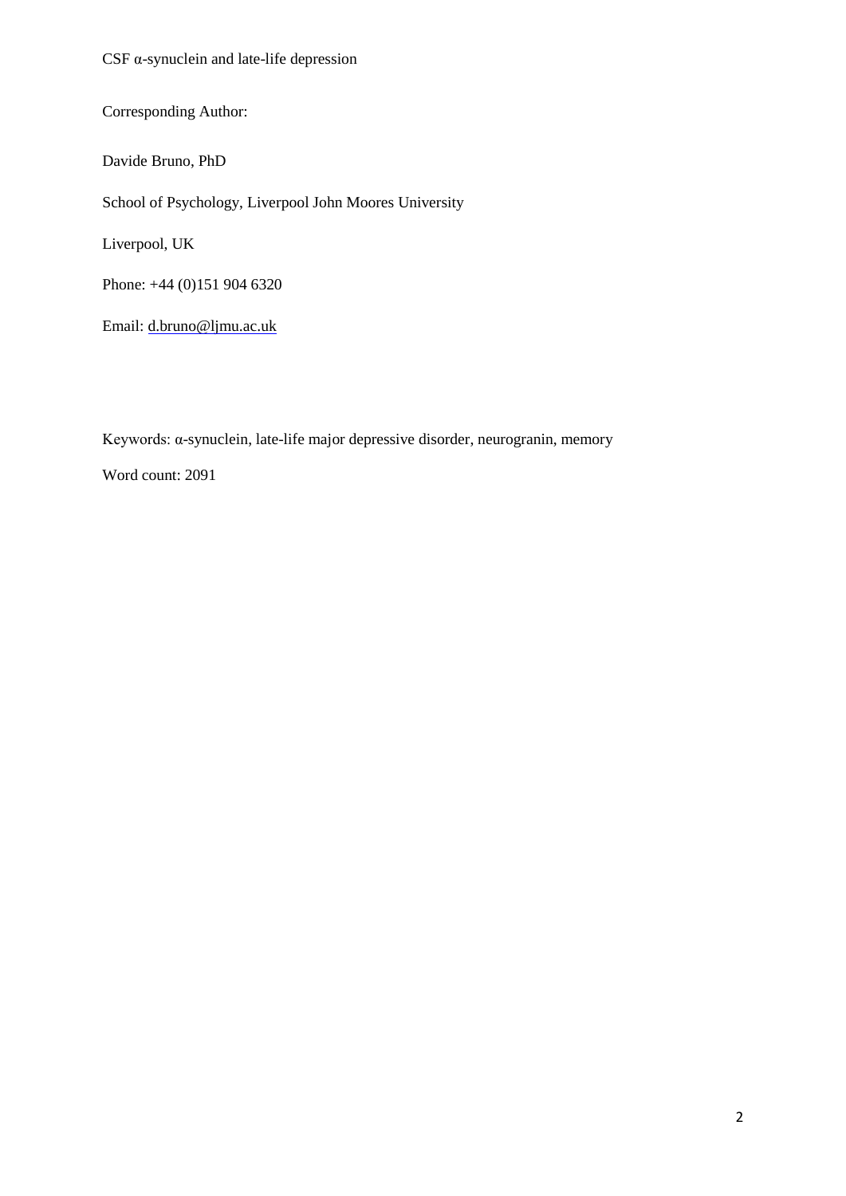CSF α-synuclein and late-life depression

Corresponding Author:

Davide Bruno, PhD

School of Psychology, Liverpool John Moores University

Liverpool, UK

Phone: +44 (0)151 904 6320

Email: d.bruno@ljmu.ac.uk

Keywords: α-synuclein, late-life major depressive disorder, neurogranin, memory

Word count: 2091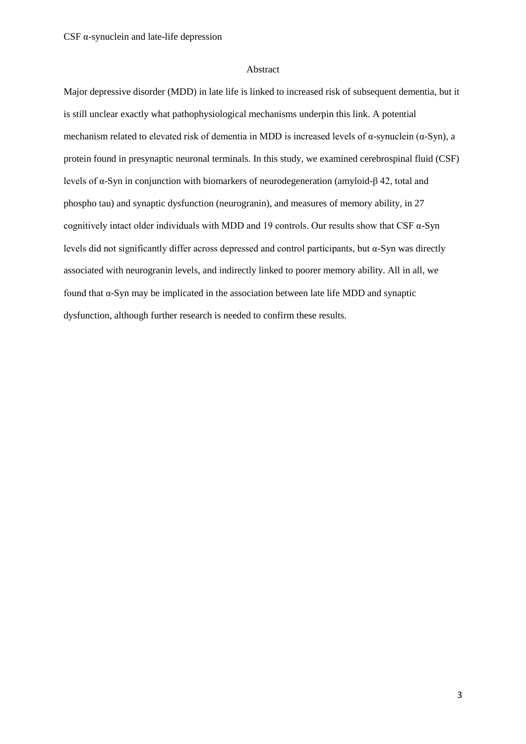# Abstract

Major depressive disorder (MDD) in late life is linked to increased risk of subsequent dementia, but it is still unclear exactly what pathophysiological mechanisms underpin this link. A potential mechanism related to elevated risk of dementia in MDD is increased levels of α-synuclein (α-Syn), a protein found in presynaptic neuronal terminals. In this study, we examined cerebrospinal fluid (CSF) levels of α-Syn in conjunction with biomarkers of neurodegeneration (amyloid-β 42, total and phospho tau) and synaptic dysfunction (neurogranin), and measures of memory ability, in 27 cognitively intact older individuals with MDD and 19 controls. Our results show that CSF α-Syn levels did not significantly differ across depressed and control participants, but α-Syn was directly associated with neurogranin levels, and indirectly linked to poorer memory ability. All in all, we found that α-Syn may be implicated in the association between late life MDD and synaptic dysfunction, although further research is needed to confirm these results.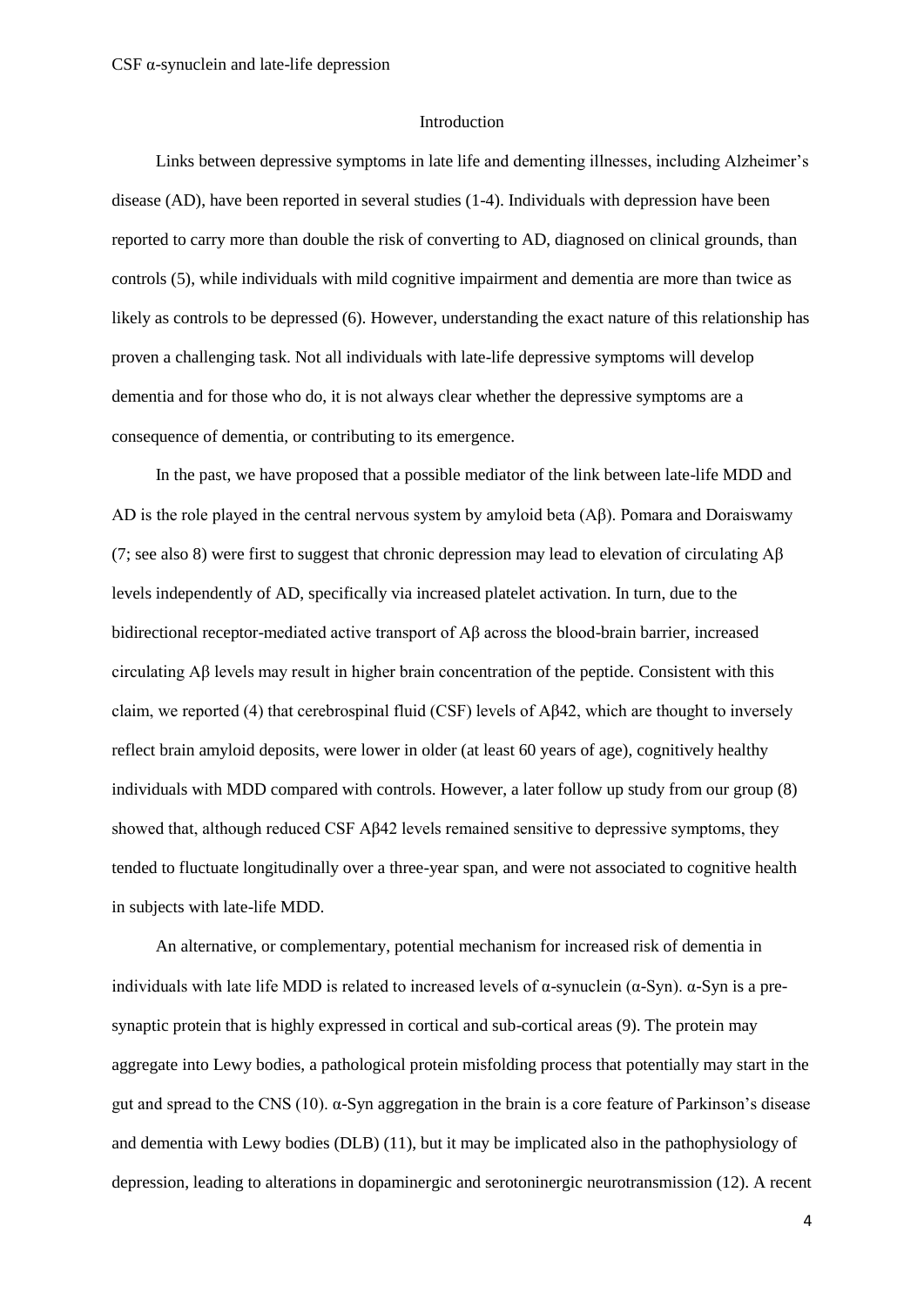## Introduction

Links between depressive symptoms in late life and dementing illnesses, including Alzheimer's disease (AD), have been reported in several studies (1-4). Individuals with depression have been reported to carry more than double the risk of converting to AD, diagnosed on clinical grounds, than controls (5), while individuals with mild cognitive impairment and dementia are more than twice as likely as controls to be depressed (6). However, understanding the exact nature of this relationship has proven a challenging task. Not all individuals with late-life depressive symptoms will develop dementia and for those who do, it is not always clear whether the depressive symptoms are a consequence of dementia, or contributing to its emergence.

In the past, we have proposed that a possible mediator of the link between late-life MDD and AD is the role played in the central nervous system by amyloid beta (Aβ). Pomara and Doraiswamy (7; see also 8) were first to suggest that chronic depression may lead to elevation of circulating Aβ levels independently of AD, specifically via increased platelet activation. In turn, due to the bidirectional receptor-mediated active transport of Aβ across the blood-brain barrier, increased circulating Aβ levels may result in higher brain concentration of the peptide. Consistent with this claim, we reported (4) that cerebrospinal fluid (CSF) levels of Aβ42, which are thought to inversely reflect brain amyloid deposits, were lower in older (at least 60 years of age), cognitively healthy individuals with MDD compared with controls. However, a later follow up study from our group (8) showed that, although reduced CSF Aβ42 levels remained sensitive to depressive symptoms, they tended to fluctuate longitudinally over a three-year span, and were not associated to cognitive health in subjects with late-life MDD.

An alternative, or complementary, potential mechanism for increased risk of dementia in individuals with late life MDD is related to increased levels of α-synuclein (α-Syn). α-Syn is a pre-synaptic protein that is highly expressed in cortical and sub-cortical areas (9). The protein may aggregate into Lewy bodies, a pathological protein misfolding process that potentially may start in the gut and spread to the CNS (10). α-Syn aggregation in the brain is a core feature of Parkinson's disease and dementia with Lewy bodies (DLB) (11), but it may be implicated also in the pathophysiology of depression, leading to alterations in dopaminergic and serotoninergic neurotransmission (12). A recent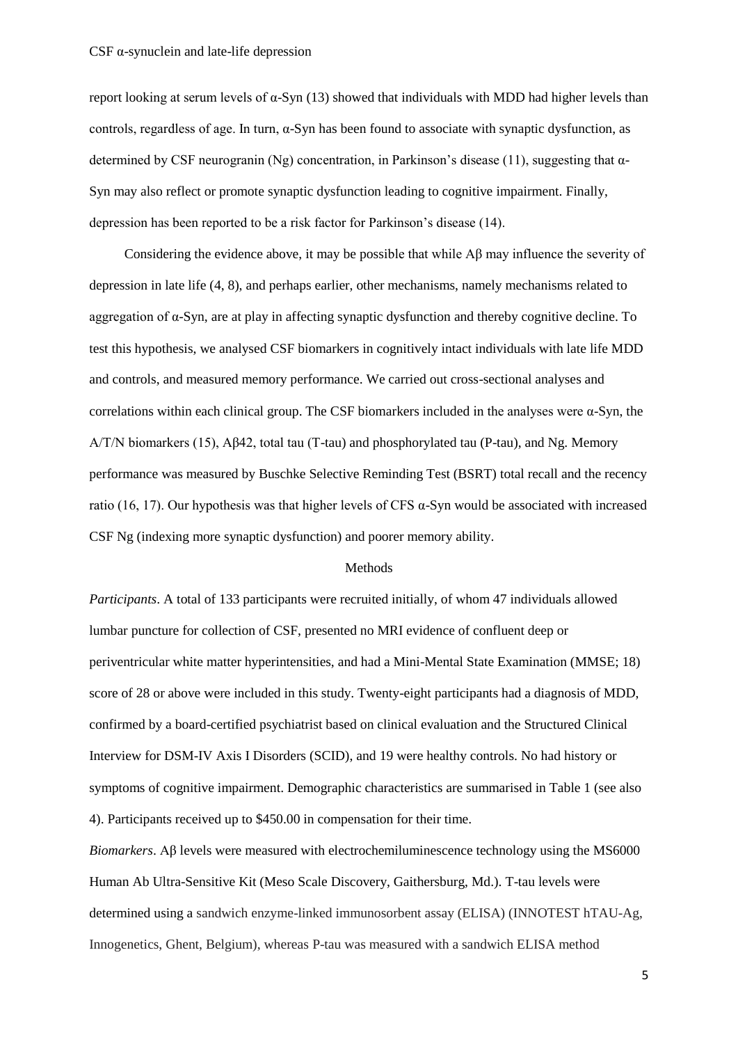report looking at serum levels of α-Syn (13) showed that individuals with MDD had higher levels than controls, regardless of age. In turn, α-Syn has been found to associate with synaptic dysfunction, as determined by CSF neurogranin (Ng) concentration, in Parkinson's disease (11), suggesting that α-Syn may also reflect or promote synaptic dysfunction leading to cognitive impairment. Finally, depression has been reported to be a risk factor for Parkinson's disease (14).

Considering the evidence above, it may be possible that while Aβ may influence the severity of depression in late life (4, 8), and perhaps earlier, other mechanisms, namely mechanisms related to aggregation of α-Syn, are at play in affecting synaptic dysfunction and thereby cognitive decline. To test this hypothesis, we analysed CSF biomarkers in cognitively intact individuals with late life MDD and controls, and measured memory performance. We carried out cross-sectional analyses and correlations within each clinical group. The CSF biomarkers included in the analyses were α-Syn, the A/T/N biomarkers (15), Aβ42, total tau (T-tau) and phosphorylated tau (P-tau), and Ng. Memory performance was measured by Buschke Selective Reminding Test (BSRT) total recall and the recency ratio (16, 17). Our hypothesis was that higher levels of CFS α-Syn would be associated with increased CSF Ng (indexing more synaptic dysfunction) and poorer memory ability.

## Methods

*Participants*. A total of 133 participants were recruited initially, of whom 47 individuals allowed lumbar puncture for collection of CSF, presented no MRI evidence of confluent deep or periventricular white matter hyperintensities, and had a Mini-Mental State Examination (MMSE; 18) score of 28 or above were included in this study. Twenty-eight participants had a diagnosis of MDD, confirmed by a board-certified psychiatrist based on clinical evaluation and the Structured Clinical Interview for DSM-IV Axis I Disorders (SCID), and 19 were healthy controls. No had history or symptoms of cognitive impairment. Demographic characteristics are summarised in Table 1 (see also 4). Participants received up to $450.00 in compensation for their time.

*Biomarkers*. Aβ levels were measured with electrochemiluminescence technology using the MS6000 Human Ab Ultra-Sensitive Kit (Meso Scale Discovery, Gaithersburg, Md.). T-tau levels were determined using a sandwich enzyme-linked immunosorbent assay (ELISA) (INNOTEST hTAU-Ag, Innogenetics, Ghent, Belgium), whereas P-tau was measured with a sandwich ELISA method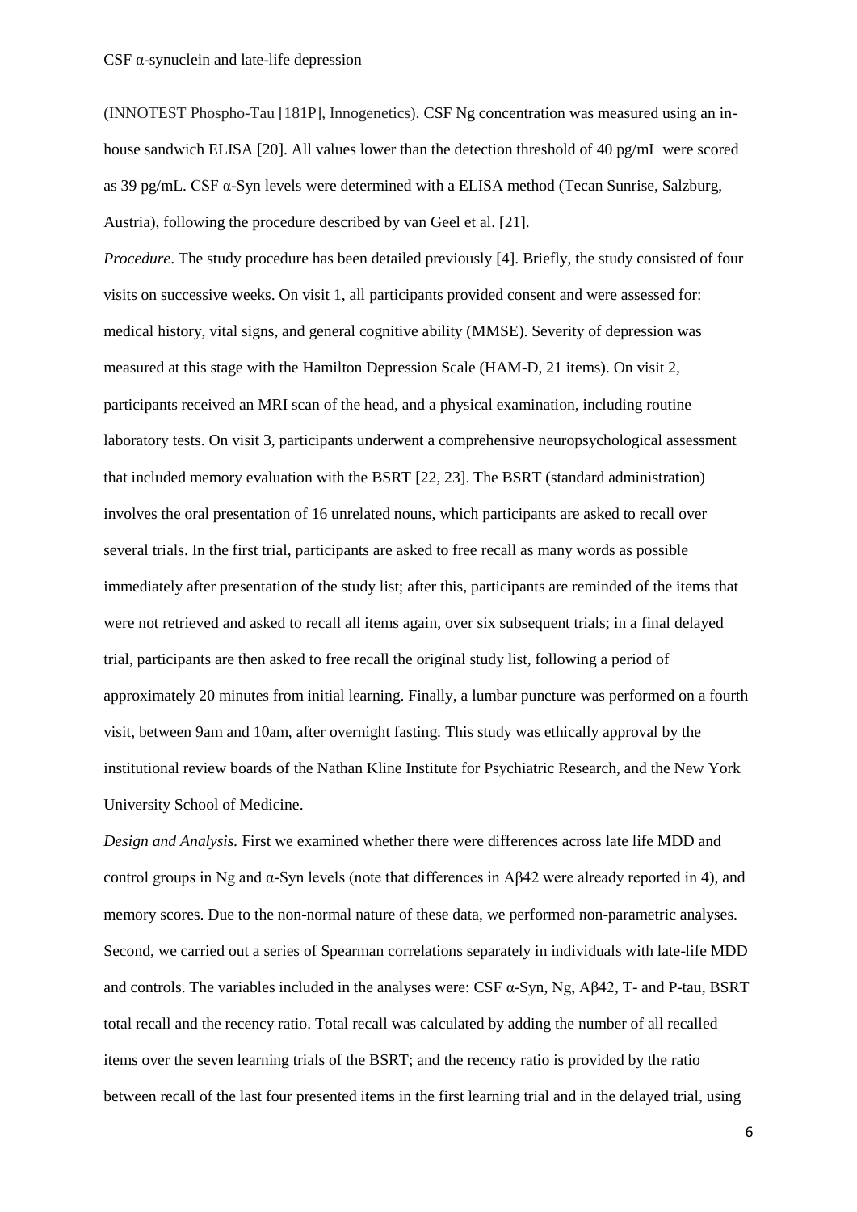(INNOTEST Phospho-Tau [181P], Innogenetics). CSF Ng concentration was measured using an in-house sandwich ELISA [20]. All values lower than the detection threshold of 40 pg/mL were scored as 39 pg/mL. CSF α-Syn levels were determined with a ELISA method (Tecan Sunrise, Salzburg, Austria), following the procedure described by van Geel et al. [21].

*Procedure*. The study procedure has been detailed previously [4]. Briefly, the study consisted of four visits on successive weeks. On visit 1, all participants provided consent and were assessed for: medical history, vital signs, and general cognitive ability (MMSE). Severity of depression was measured at this stage with the Hamilton Depression Scale (HAM-D, 21 items). On visit 2, participants received an MRI scan of the head, and a physical examination, including routine laboratory tests. On visit 3, participants underwent a comprehensive neuropsychological assessment that included memory evaluation with the BSRT [22, 23]. The BSRT (standard administration) involves the oral presentation of 16 unrelated nouns, which participants are asked to recall over several trials. In the first trial, participants are asked to free recall as many words as possible immediately after presentation of the study list; after this, participants are reminded of the items that were not retrieved and asked to recall all items again, over six subsequent trials; in a final delayed trial, participants are then asked to free recall the original study list, following a period of approximately 20 minutes from initial learning. Finally, a lumbar puncture was performed on a fourth visit, between 9am and 10am, after overnight fasting. This study was ethically approval by the institutional review boards of the Nathan Kline Institute for Psychiatric Research, and the New York University School of Medicine.

*Design and Analysis.* First we examined whether there were differences across late life MDD and control groups in Ng and α-Syn levels (note that differences in Aβ42 were already reported in 4), and memory scores. Due to the non-normal nature of these data, we performed non-parametric analyses. Second, we carried out a series of Spearman correlations separately in individuals with late-life MDD and controls. The variables included in the analyses were: CSF α-Syn, Ng, Aβ42, T- and P-tau, BSRT total recall and the recency ratio. Total recall was calculated by adding the number of all recalled items over the seven learning trials of the BSRT; and the recency ratio is provided by the ratio between recall of the last four presented items in the first learning trial and in the delayed trial, using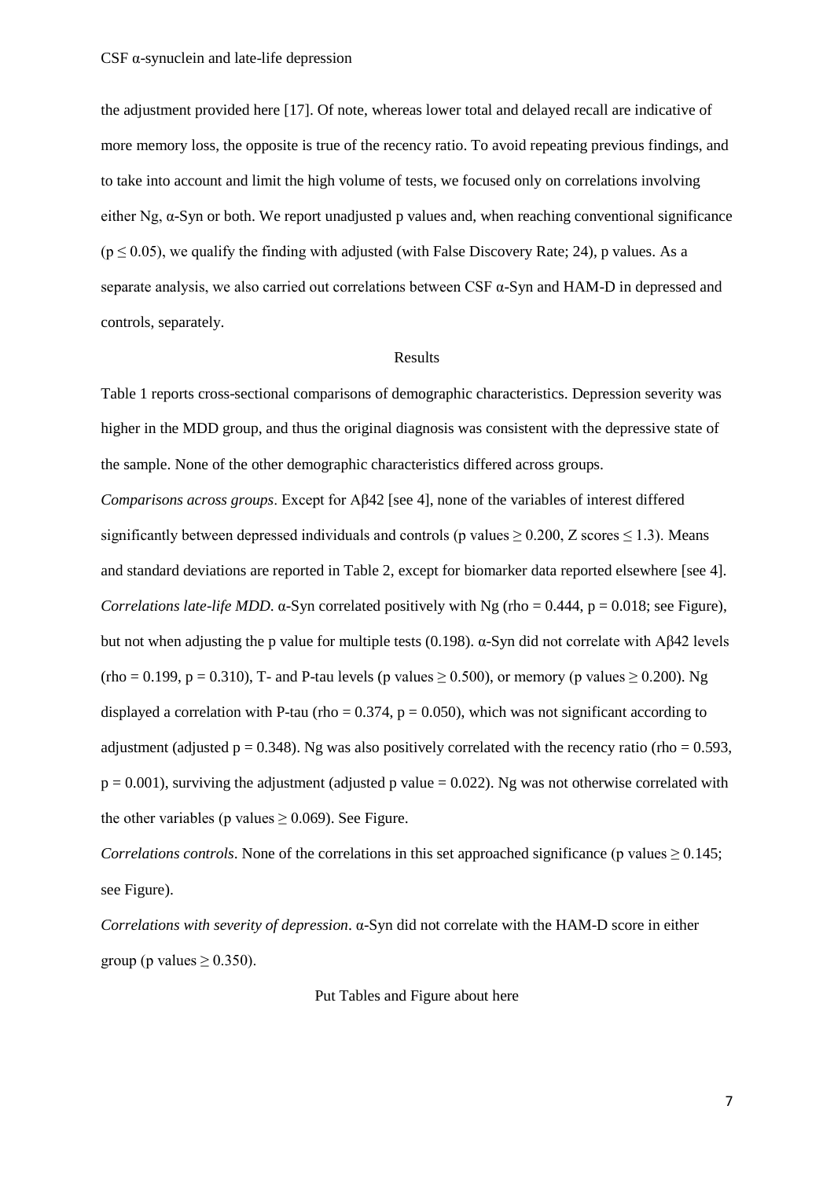the adjustment provided here [17]. Of note, whereas lower total and delayed recall are indicative of more memory loss, the opposite is true of the recency ratio. To avoid repeating previous findings, and to take into account and limit the high volume of tests, we focused only on correlations involving either Ng, α-Syn or both. We report unadjusted p values and, when reaching conventional significance ($p \leq 0.05$), we qualify the finding with adjusted (with False Discovery Rate; 24), p values. As a separate analysis, we also carried out correlations between CSF α-Syn and HAM-D in depressed and controls, separately.

## Results

Table 1 reports cross-sectional comparisons of demographic characteristics. Depression severity was higher in the MDD group, and thus the original diagnosis was consistent with the depressive state of the sample. None of the other demographic characteristics differed across groups.

*Comparisons across groups*. Except for Aβ42 [see 4], none of the variables of interest differed significantly between depressed individuals and controls (p values $\geq 0.200$, Z scores $\leq 1.3$). Means and standard deviations are reported in Table 2, except for biomarker data reported elsewhere [see 4].

*Correlations late-life MDD*. α-Syn correlated positively with Ng (rho = 0.444, p = 0.018; see Figure), but not when adjusting the p value for multiple tests (0.198). α-Syn did not correlate with Aβ42 levels (rho = 0.199, p = 0.310), T- and P-tau levels (p values $\geq 0.500$), or memory (p values $\geq 0.200$). Ng displayed a correlation with P-tau (rho = 0.374, p = 0.050), which was not significant according to adjustment (adjusted p = 0.348). Ng was also positively correlated with the recency ratio (rho = 0.593, p = 0.001), surviving the adjustment (adjusted p value = 0.022). Ng was not otherwise correlated with the other variables (p values $\geq 0.069$). See Figure.

*Correlations controls*. None of the correlations in this set approached significance (p values $\geq 0.145$; see Figure).

*Correlations with severity of depression*. α-Syn did not correlate with the HAM-D score in either group (p values $\geq 0.350$).

Put Tables and Figure about here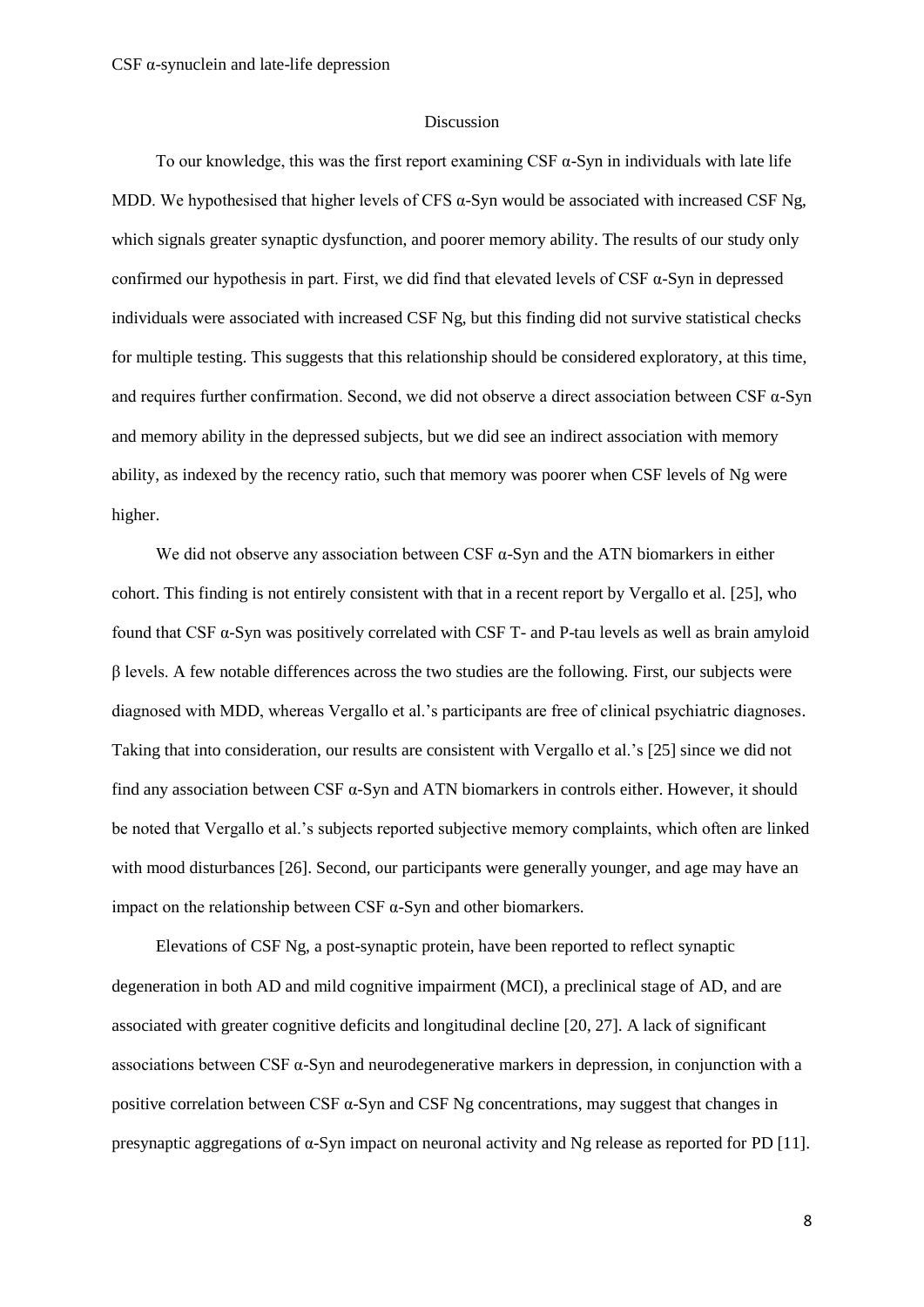## Discussion

To our knowledge, this was the first report examining CSF α-Syn in individuals with late life MDD. We hypothesised that higher levels of CFS α-Syn would be associated with increased CSF Ng, which signals greater synaptic dysfunction, and poorer memory ability. The results of our study only confirmed our hypothesis in part. First, we did find that elevated levels of CSF α-Syn in depressed individuals were associated with increased CSF Ng, but this finding did not survive statistical checks for multiple testing. This suggests that this relationship should be considered exploratory, at this time, and requires further confirmation. Second, we did not observe a direct association between CSF α-Syn and memory ability in the depressed subjects, but we did see an indirect association with memory ability, as indexed by the recency ratio, such that memory was poorer when CSF levels of Ng were higher.

We did not observe any association between CSF α-Syn and the ATN biomarkers in either cohort. This finding is not entirely consistent with that in a recent report by Vergallo et al. [25], who found that CSF α-Syn was positively correlated with CSF T- and P-tau levels as well as brain amyloid β levels. A few notable differences across the two studies are the following. First, our subjects were diagnosed with MDD, whereas Vergallo et al.'s participants are free of clinical psychiatric diagnoses. Taking that into consideration, our results are consistent with Vergallo et al.'s [25] since we did not find any association between CSF α-Syn and ATN biomarkers in controls either. However, it should be noted that Vergallo et al.'s subjects reported subjective memory complaints, which often are linked with mood disturbances [26]. Second, our participants were generally younger, and age may have an impact on the relationship between CSF α-Syn and other biomarkers.

Elevations of CSF Ng, a post-synaptic protein, have been reported to reflect synaptic degeneration in both AD and mild cognitive impairment (MCI), a preclinical stage of AD, and are associated with greater cognitive deficits and longitudinal decline [20, 27]. A lack of significant associations between CSF α-Syn and neurodegenerative markers in depression, in conjunction with a positive correlation between CSF α-Syn and CSF Ng concentrations, may suggest that changes in presynaptic aggregations of α-Syn impact on neuronal activity and Ng release as reported for PD [11].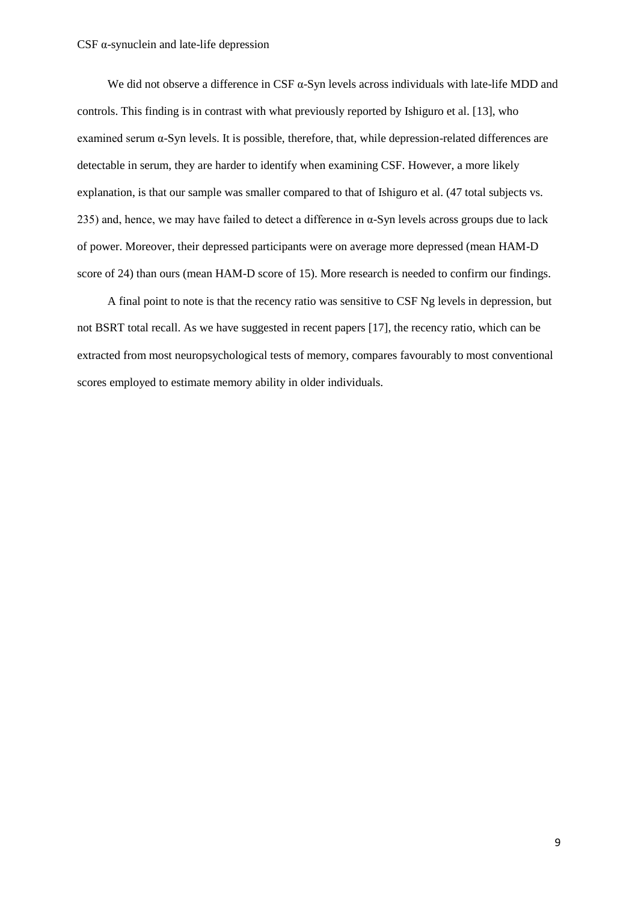We did not observe a difference in CSF α-Syn levels across individuals with late-life MDD and controls. This finding is in contrast with what previously reported by Ishiguro et al. [13], who examined serum α-Syn levels. It is possible, therefore, that, while depression-related differences are detectable in serum, they are harder to identify when examining CSF. However, a more likely explanation, is that our sample was smaller compared to that of Ishiguro et al. (47 total subjects vs. 235) and, hence, we may have failed to detect a difference in α-Syn levels across groups due to lack of power. Moreover, their depressed participants were on average more depressed (mean HAM-D score of 24) than ours (mean HAM-D score of 15). More research is needed to confirm our findings.

A final point to note is that the recency ratio was sensitive to CSF Ng levels in depression, but not BSRT total recall. As we have suggested in recent papers [17], the recency ratio, which can be extracted from most neuropsychological tests of memory, compares favourably to most conventional scores employed to estimate memory ability in older individuals.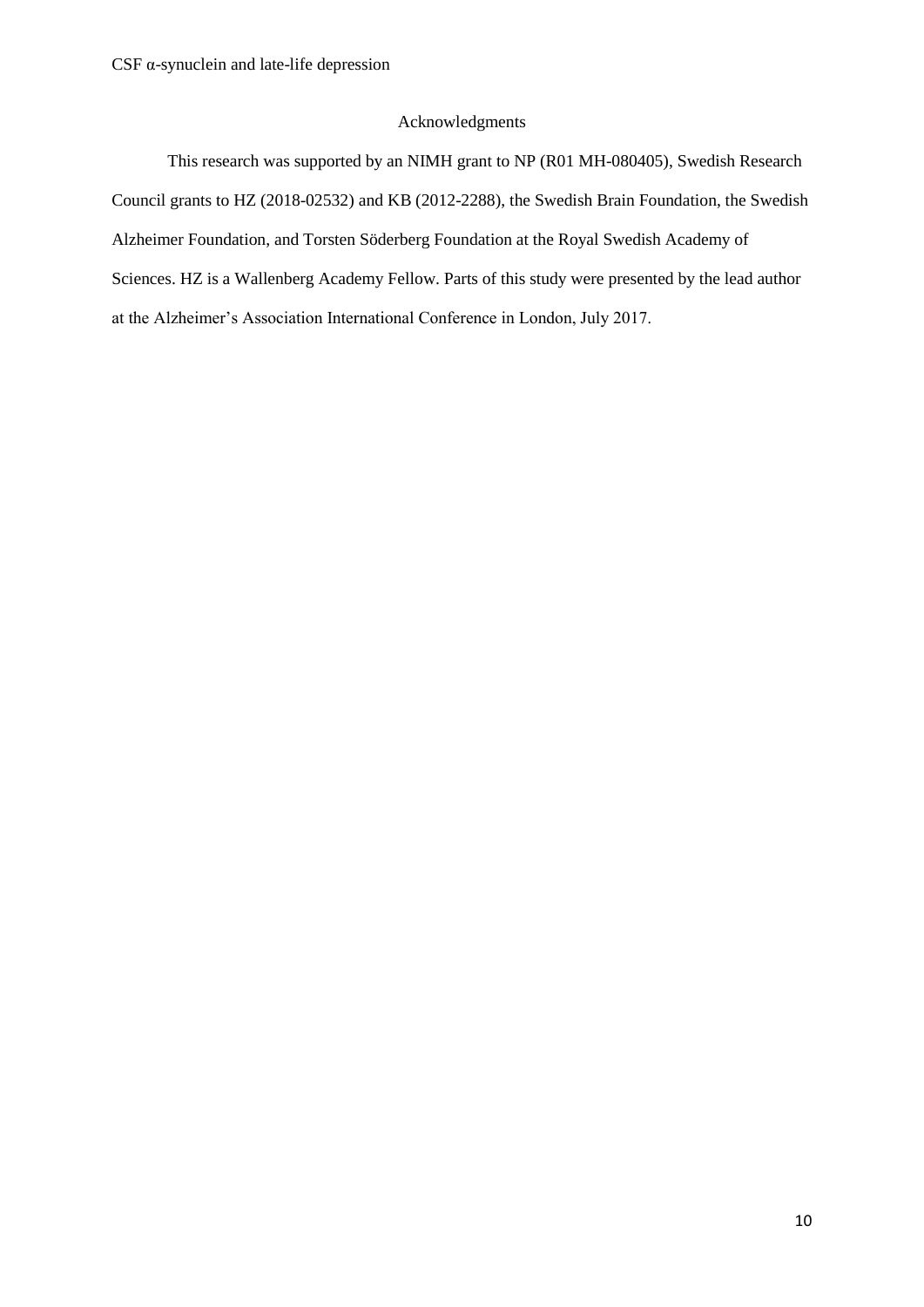## Acknowledgments

This research was supported by an NIMH grant to NP (R01 MH-080405), Swedish Research Council grants to HZ (2018-02532) and KB (2012-2288), the Swedish Brain Foundation, the Swedish Alzheimer Foundation, and Torsten Söderberg Foundation at the Royal Swedish Academy of Sciences. HZ is a Wallenberg Academy Fellow. Parts of this study were presented by the lead author at the Alzheimer's Association International Conference in London, July 2017.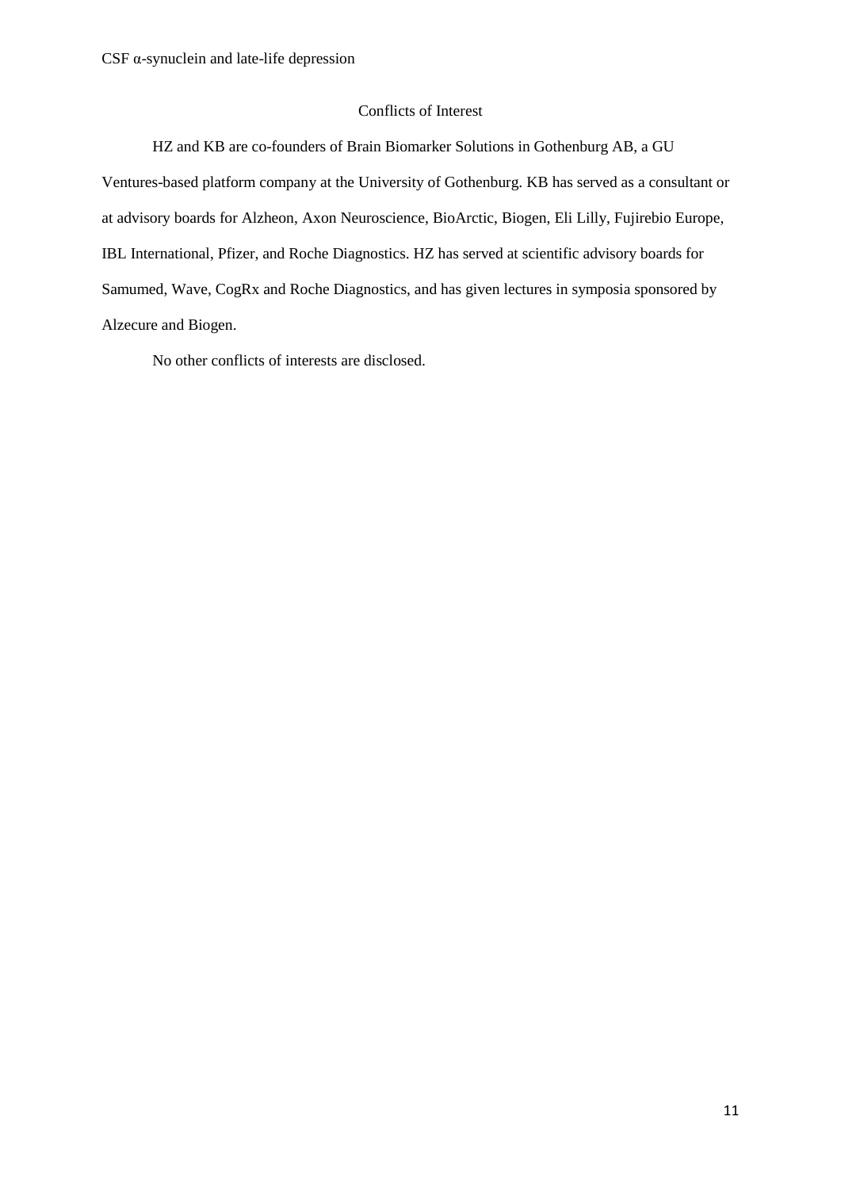## Conflicts of Interest

HZ and KB are co-founders of Brain Biomarker Solutions in Gothenburg AB, a GU Ventures-based platform company at the University of Gothenburg. KB has served as a consultant or at advisory boards for Alzheon, Axon Neuroscience, BioArctic, Biogen, Eli Lilly, Fujirebio Europe, IBL International, Pfizer, and Roche Diagnostics. HZ has served at scientific advisory boards for Samumed, Wave, CogRx and Roche Diagnostics, and has given lectures in symposia sponsored by Alzecure and Biogen.

No other conflicts of interests are disclosed.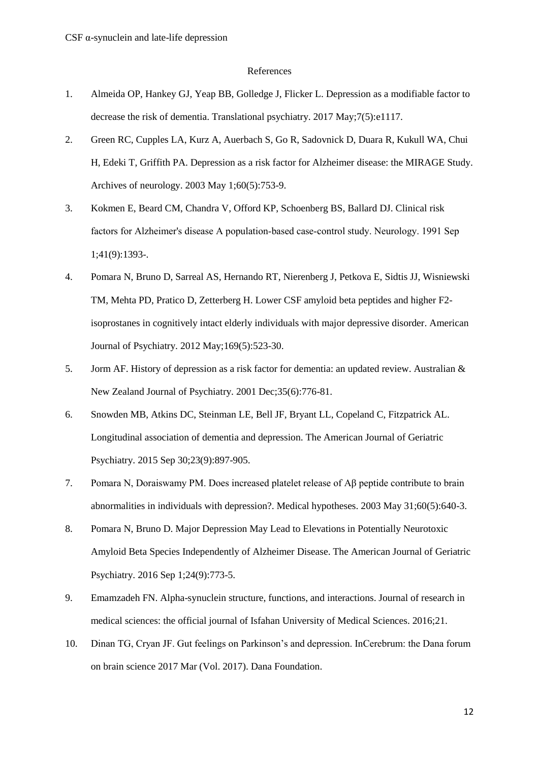## References

1. Almeida OP, Hankey GJ, Yeap BB, Golledge J, Flicker L. Depression as a modifiable factor to decrease the risk of dementia. Translational psychiatry. 2017 May;7(5):e1117.
2. Green RC, Cupples LA, Kurz A, Auerbach S, Go R, Sadovnick D, Duara R, Kukull WA, Chui H, Edeki T, Griffith PA. Depression as a risk factor for Alzheimer disease: the MIRAGE Study. Archives of neurology. 2003 May 1;60(5):753-9.
3. Kokmen E, Beard CM, Chandra V, Offord KP, Schoenberg BS, Ballard DJ. Clinical risk factors for Alzheimer's disease A population-based case-control study. Neurology. 1991 Sep 1;41(9):1393-.
4. Pomara N, Bruno D, Sarreal AS, Hernando RT, Nierenberg J, Petkova E, Sidtis JJ, Wisniewski TM, Mehta PD, Pratico D, Zetterberg H. Lower CSF amyloid beta peptides and higher F2-isoprostanes in cognitively intact elderly individuals with major depressive disorder. American Journal of Psychiatry. 2012 May;169(5):523-30.
5. Jorm AF. History of depression as a risk factor for dementia: an updated review. Australian & New Zealand Journal of Psychiatry. 2001 Dec;35(6):776-81.
6. Snowden MB, Atkins DC, Steinman LE, Bell JF, Bryant LL, Copeland C, Fitzpatrick AL. Longitudinal association of dementia and depression. The American Journal of Geriatric Psychiatry. 2015 Sep 30;23(9):897-905.
7. Pomara N, Doraiswamy PM. Does increased platelet release of Aβ peptide contribute to brain abnormalities in individuals with depression?. Medical hypotheses. 2003 May 31;60(5):640-3.
8. Pomara N, Bruno D. Major Depression May Lead to Elevations in Potentially Neurotoxic Amyloid Beta Species Independently of Alzheimer Disease. The American Journal of Geriatric Psychiatry. 2016 Sep 1;24(9):773-5.
9. Emamzadeh FN. Alpha-synuclein structure, functions, and interactions. Journal of research in medical sciences: the official journal of Isfahan University of Medical Sciences. 2016;21.
10. Dinan TG, Cryan JF. Gut feelings on Parkinson's and depression. InCerebrum: the Dana forum on brain science 2017 Mar (Vol. 2017). Dana Foundation.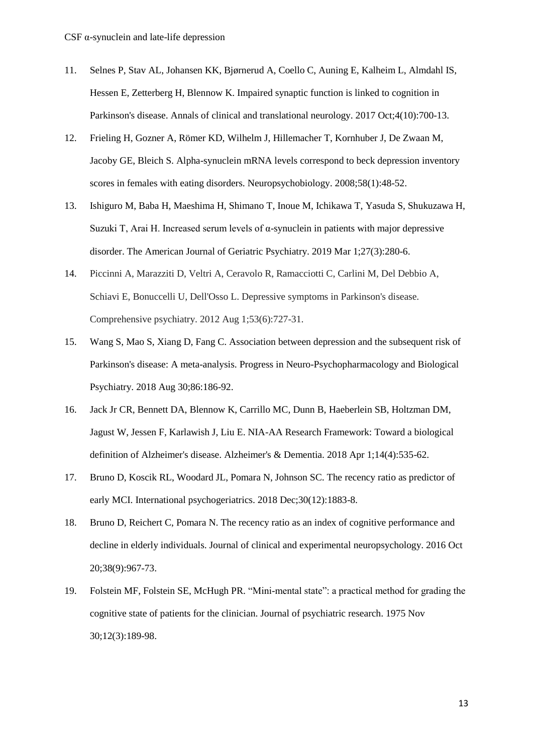11. Selnes P, Stav AL, Johansen KK, Bjørnerud A, Coello C, Auning E, Kalheim L, Almdahl IS, Hessen E, Zetterberg H, Blennow K. Impaired synaptic function is linked to cognition in Parkinson's disease. Annals of clinical and translational neurology. 2017 Oct;4(10):700-13.
12. Frieling H, Gozner A, Römer KD, Wilhelm J, Hillemacher T, Kornhuber J, De Zwaan M, Jacoby GE, Bleich S. Alpha-synuclein mRNA levels correspond to beck depression inventory scores in females with eating disorders. Neuropsychobiology. 2008;58(1):48-52.
13. Ishiguro M, Baba H, Maeshima H, Shimano T, Inoue M, Ichikawa T, Yasuda S, Shukuzawa H, Suzuki T, Arai H. Increased serum levels of α-synuclein in patients with major depressive disorder. The American Journal of Geriatric Psychiatry. 2019 Mar 1;27(3):280-6.
14. Piccinni A, Marazziti D, Veltri A, Ceravolo R, Ramacciotti C, Carlini M, Del Debbio A, Schiavi E, Bonuccelli U, Dell'Osso L. Depressive symptoms in Parkinson's disease. Comprehensive psychiatry. 2012 Aug 1;53(6):727-31.
15. Wang S, Mao S, Xiang D, Fang C. Association between depression and the subsequent risk of Parkinson's disease: A meta-analysis. Progress in Neuro-Psychopharmacology and Biological Psychiatry. 2018 Aug 30;86:186-92.
16. Jack Jr CR, Bennett DA, Blennow K, Carrillo MC, Dunn B, Haeberlein SB, Holtzman DM, Jagust W, Jessen F, Karlawish J, Liu E. NIA-AA Research Framework: Toward a biological definition of Alzheimer's disease. Alzheimer's & Dementia. 2018 Apr 1;14(4):535-62.
17. Bruno D, Koscik RL, Woodard JL, Pomara N, Johnson SC. The recency ratio as predictor of early MCI. International psychogeriatrics. 2018 Dec;30(12):1883-8.
18. Bruno D, Reichert C, Pomara N. The recency ratio as an index of cognitive performance and decline in elderly individuals. Journal of clinical and experimental neuropsychology. 2016 Oct 20;38(9):967-73.
19. Folstein MF, Folstein SE, McHugh PR. "Mini-mental state": a practical method for grading the cognitive state of patients for the clinician. Journal of psychiatric research. 1975 Nov 30;12(3):189-98.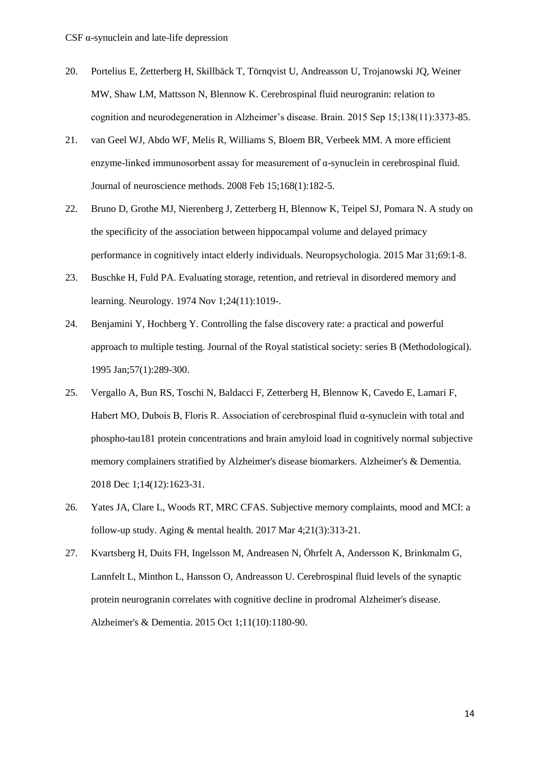20. Portelius E, Zetterberg H, Skillbäck T, Törnqvist U, Andreasson U, Trojanowski JQ, Weiner MW, Shaw LM, Mattsson N, Blennow K. Cerebrospinal fluid neurogranin: relation to cognition and neurodegeneration in Alzheimer's disease. Brain. 2015 Sep 15;138(11):3373-85.
21. van Geel WJ, Abdo WF, Melis R, Williams S, Bloem BR, Verbeek MM. A more efficient enzyme-linked immunosorbent assay for measurement of α-synuclein in cerebrospinal fluid. Journal of neuroscience methods. 2008 Feb 15;168(1):182-5.
22. Bruno D, Grothe MJ, Nierenberg J, Zetterberg H, Blennow K, Teipel SJ, Pomara N. A study on the specificity of the association between hippocampal volume and delayed primacy performance in cognitively intact elderly individuals. Neuropsychologia. 2015 Mar 31;69:1-8.
23. Buschke H, Fuld PA. Evaluating storage, retention, and retrieval in disordered memory and learning. Neurology. 1974 Nov 1;24(11):1019-.
24. Benjamini Y, Hochberg Y. Controlling the false discovery rate: a practical and powerful approach to multiple testing. Journal of the Royal statistical society: series B (Methodological). 1995 Jan;57(1):289-300.
25. Vergallo A, Bun RS, Toschi N, Baldacci F, Zetterberg H, Blennow K, Cavedo E, Lamari F, Habert MO, Dubois B, Floris R. Association of cerebrospinal fluid α-synuclein with total and phospho-tau181 protein concentrations and brain amyloid load in cognitively normal subjective memory complainers stratified by Alzheimer's disease biomarkers. Alzheimer's & Dementia. 2018 Dec 1;14(12):1623-31.
26. Yates JA, Clare L, Woods RT, MRC CFAS. Subjective memory complaints, mood and MCI: a follow-up study. Aging & mental health. 2017 Mar 4;21(3):313-21.
27. Kvartsberg H, Duits FH, Ingelsson M, Andreasen N, Öhrfelt A, Andersson K, Brinkmalm G, Lannfelt L, Minthon L, Hansson O, Andreasson U. Cerebrospinal fluid levels of the synaptic protein neurogranin correlates with cognitive decline in prodromal Alzheimer's disease. Alzheimer's & Dementia. 2015 Oct 1;11(10):1180-90.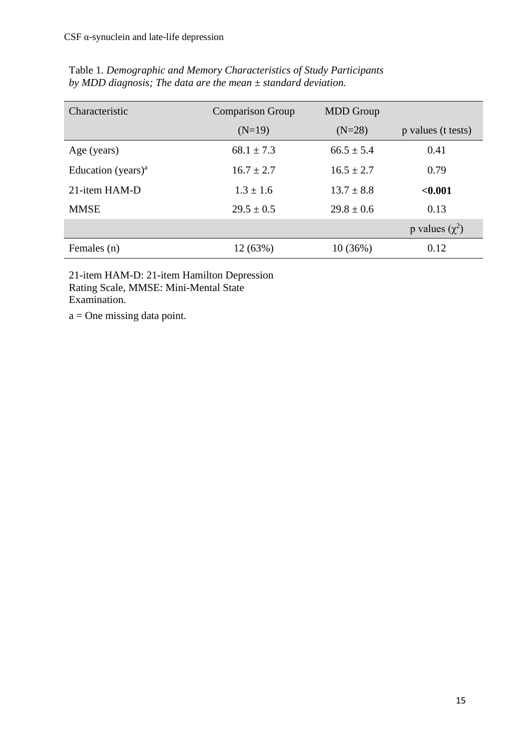Table 1. *Demographic and Memory Characteristics of Study Participants by MDD diagnosis; The data are the mean ± standard deviation.*

| Characteristic | Comparison Group (N=19) | MDD Group (N=28) | p values (t tests) |
|---|---|---|---|
| Age (years) | 68.1 ± 7.3 | 66.5 ± 5.4 | 0.41 |
| Education (years)[a] | 16.7 ± 2.7 | 16.5 ± 2.7 | 0.79 |
| 21-item HAM-D | 1.3 ± 1.6 | 13.7 ± 8.8 | **<0.001** |
| MMSE | 29.5 ± 0.5 | 29.8 ± 0.6 | 0.13 |
| | | | p values ($\chi^2$) |
| Females (n) | 12 (63%) | 10 (36%) | 0.12 |

21-item HAM-D: 21-item Hamilton Depression Rating Scale, MMSE: Mini-Mental State Examination.

a = One missing data point.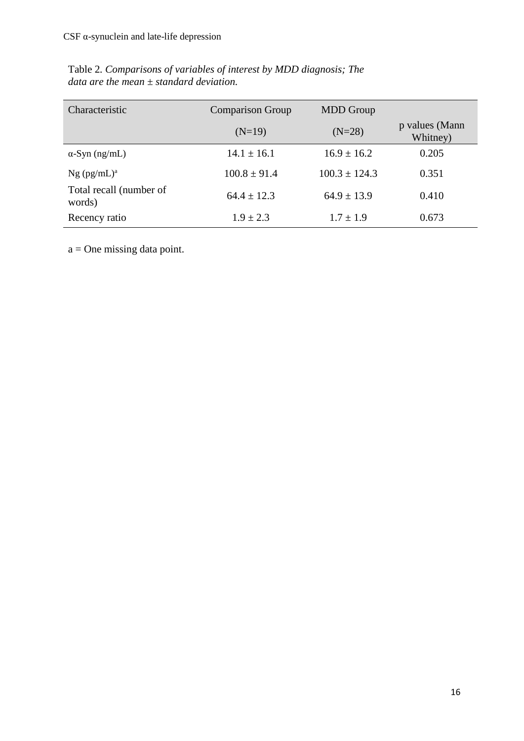Table 2. *Comparisons of variables of interest by MDD diagnosis; The data are the mean ± standard deviation.*

| Characteristic | Comparison Group | MDD Group | |
|---|---|---|---|
| | (N=19) | (N=28) | p values (Mann Whitney) |
| α-Syn (ng/mL) | 14.1 ± 16.1 | 16.9 ± 16.2 | 0.205 |
| Ng (pg/mL)[a] | 100.8 ± 91.4 | 100.3 ± 124.3 | 0.351 |
| Total recall (number of words) | 64.4 ± 12.3 | 64.9 ± 13.9 | 0.410 |
| Recency ratio | 1.9 ± 2.3 | 1.7 ± 1.9 | 0.673 |

a = One missing data point.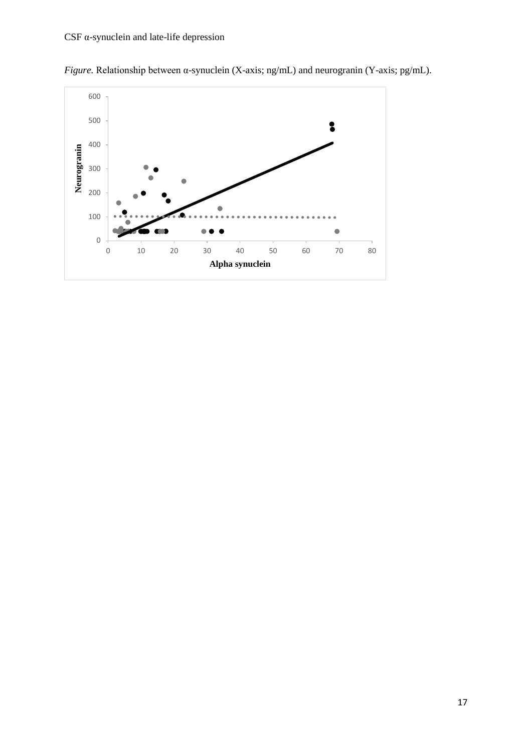*Figure.* Relationship between α-synuclein (X-axis; ng/mL) and neurogranin (Y-axis; pg/mL).

Neurogranin

600
500
400
300
200
100
0

0 10 20 30 40 50 60 70 80

Alpha synuclein